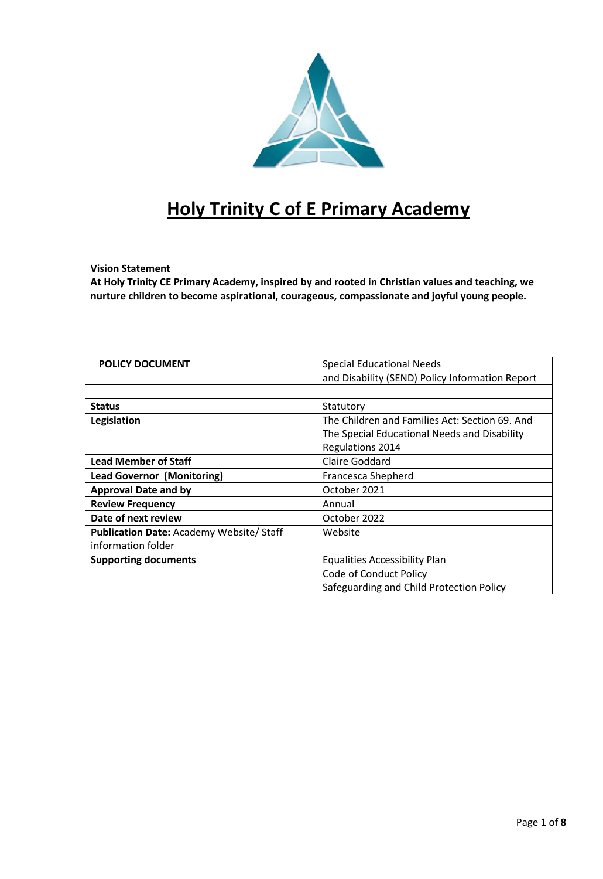# Holy Trinity C of E Primary Academy

**Vision Statement**
**At Holy Trinity CE Primary Academy, inspired by and rooted in Christian values and teaching, we nurture children to become aspirational, courageous, compassionate and joyful young people.**

| **POLICY DOCUMENT** | Special Educational Needs and Disability (SEND) Policy Information Report |
|---|---|
| | |
| **Status** | Statutory |
| **Legislation** | The Children and Families Act: Section 69. And The Special Educational Needs and Disability Regulations 2014 |
| **Lead Member of Staff** | Claire Goddard |
| **Lead Governor (Monitoring)** | Francesca Shepherd |
| **Approval Date and by** | October 2021 |
| **Review Frequency** | Annual |
| **Date of next review** | October 2022 |
| **Publication Date:** Academy Website/ Staff information folder | Website |
| **Supporting documents** | Equalities Accessibility Plan<br>Code of Conduct Policy<br>Safeguarding and Child Protection Policy |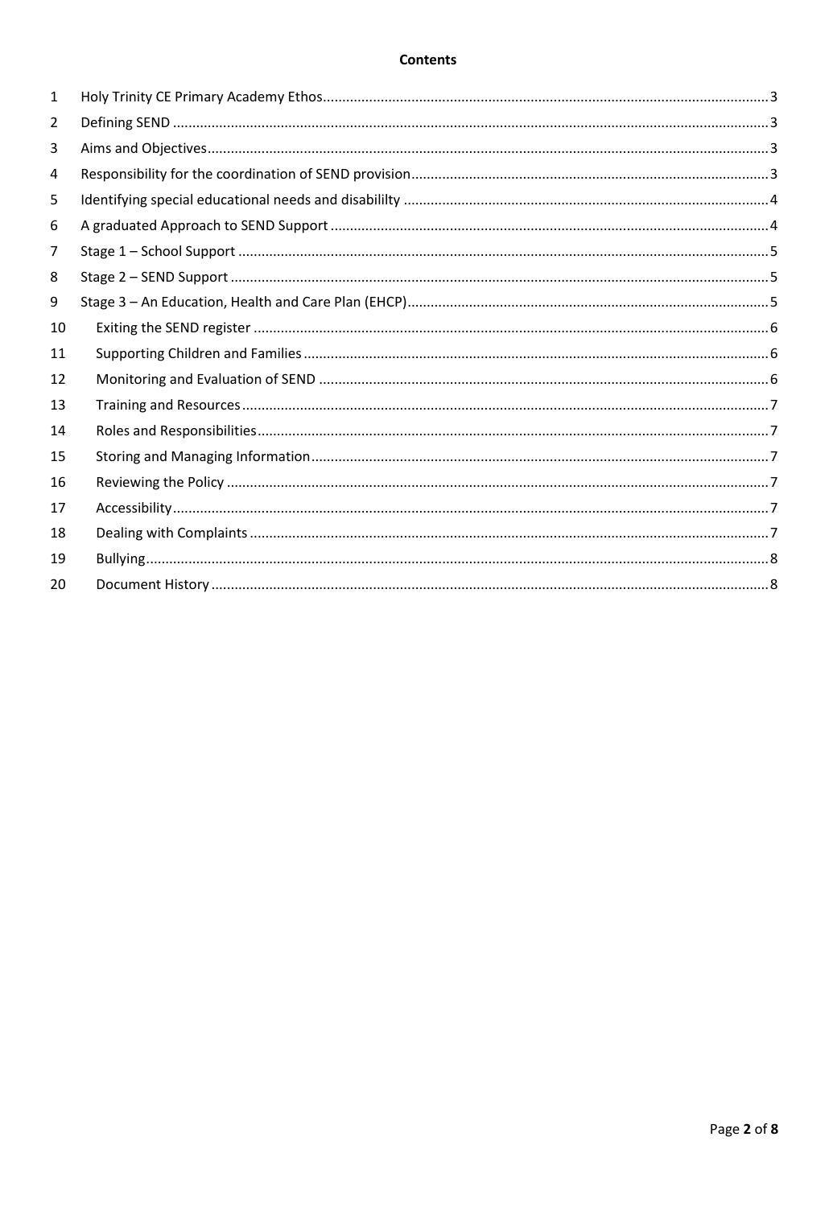**Contents**

| | | |
|---|---|---|
| 1 | Holy Trinity CE Primary Academy Ethos | 3 |
| 2 | Defining SEND | 3 |
| 3 | Aims and Objectives | 3 |
| 4 | Responsibility for the coordination of SEND provision | 3 |
| 5 | Identifying special educational needs and disabililty | 4 |
| 6 | A graduated Approach to SEND Support | 4 |
| 7 | Stage 1 – School Support | 5 |
| 8 | Stage 2 – SEND Support | 5 |
| 9 | Stage 3 – An Education, Health and Care Plan (EHCP) | 5 |
| 10 | Exiting the SEND register | 6 |
| 11 | Supporting Children and Families | 6 |
| 12 | Monitoring and Evaluation of SEND | 6 |
| 13 | Training and Resources | 7 |
| 14 | Roles and Responsibilities | 7 |
| 15 | Storing and Managing Information | 7 |
| 16 | Reviewing the Policy | 7 |
| 17 | Accessibility | 7 |
| 18 | Dealing with Complaints | 7 |
| 19 | Bullying | 8 |
| 20 | Document History | 8 |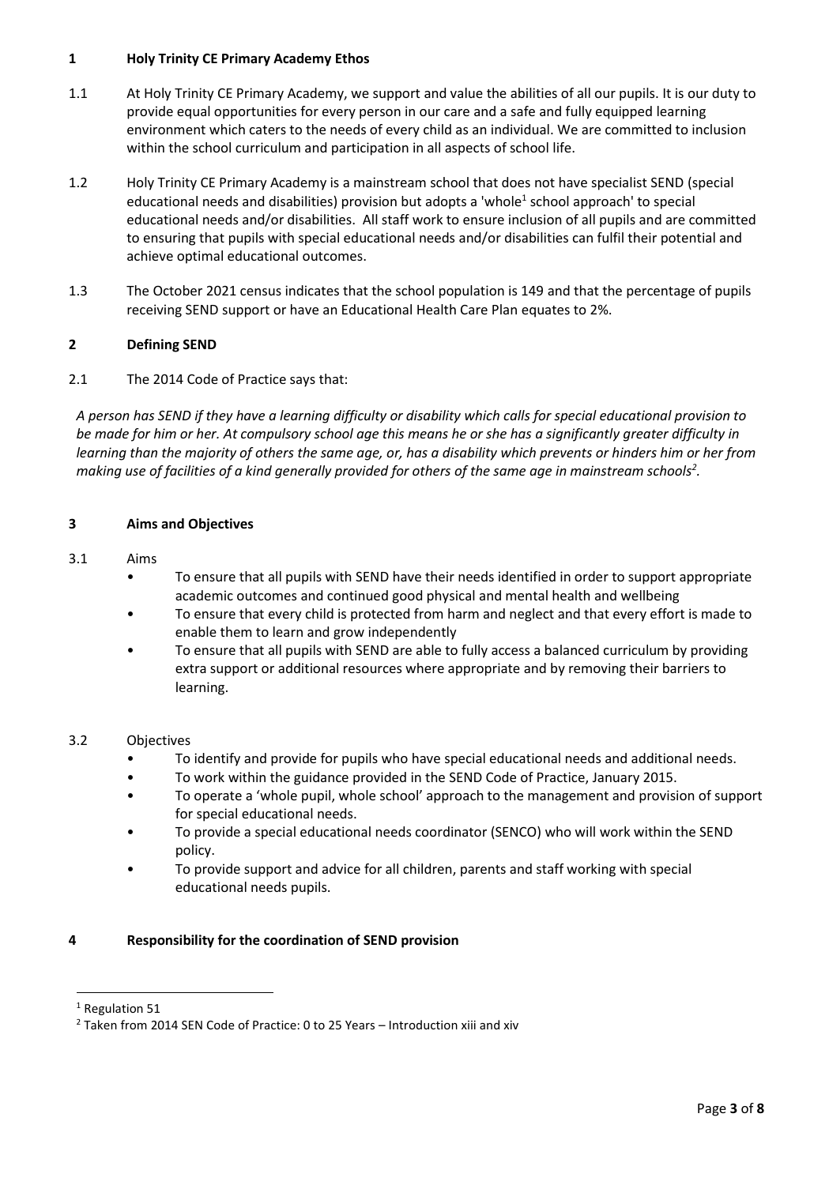## 1 Holy Trinity CE Primary Academy Ethos

1.1 At Holy Trinity CE Primary Academy, we support and value the abilities of all our pupils. It is our duty to provide equal opportunities for every person in our care and a safe and fully equipped learning environment which caters to the needs of every child as an individual. We are committed to inclusion within the school curriculum and participation in all aspects of school life.

1.2 Holy Trinity CE Primary Academy is a mainstream school that does not have specialist SEND (special educational needs and disabilities) provision but adopts a 'whole[1] school approach' to special educational needs and/or disabilities. All staff work to ensure inclusion of all pupils and are committed to ensuring that pupils with special educational needs and/or disabilities can fulfil their potential and achieve optimal educational outcomes.

1.3 The October 2021 census indicates that the school population is 149 and that the percentage of pupils receiving SEND support or have an Educational Health Care Plan equates to 2%.

## 2 Defining SEND

2.1 The 2014 Code of Practice says that:

*A person has SEND if they have a learning difficulty or disability which calls for special educational provision to be made for him or her. At compulsory school age this means he or she has a significantly greater difficulty in learning than the majority of others the same age, or, has a disability which prevents or hinders him or her from making use of facilities of a kind generally provided for others of the same age in mainstream schools[2].*

## 3 Aims and Objectives

3.1 Aims

- To ensure that all pupils with SEND have their needs identified in order to support appropriate academic outcomes and continued good physical and mental health and wellbeing
- To ensure that every child is protected from harm and neglect and that every effort is made to enable them to learn and grow independently
- To ensure that all pupils with SEND are able to fully access a balanced curriculum by providing extra support or additional resources where appropriate and by removing their barriers to learning.

3.2 Objectives

- To identify and provide for pupils who have special educational needs and additional needs.
- To work within the guidance provided in the SEND Code of Practice, January 2015.
- To operate a 'whole pupil, whole school' approach to the management and provision of support for special educational needs.
- To provide a special educational needs coordinator (SENCO) who will work within the SEND policy.
- To provide support and advice for all children, parents and staff working with special educational needs pupils.

## 4 Responsibility for the coordination of SEND provision

---

[1] Regulation 51

[2] Taken from 2014 SEN Code of Practice: 0 to 25 Years – Introduction xiii and xiv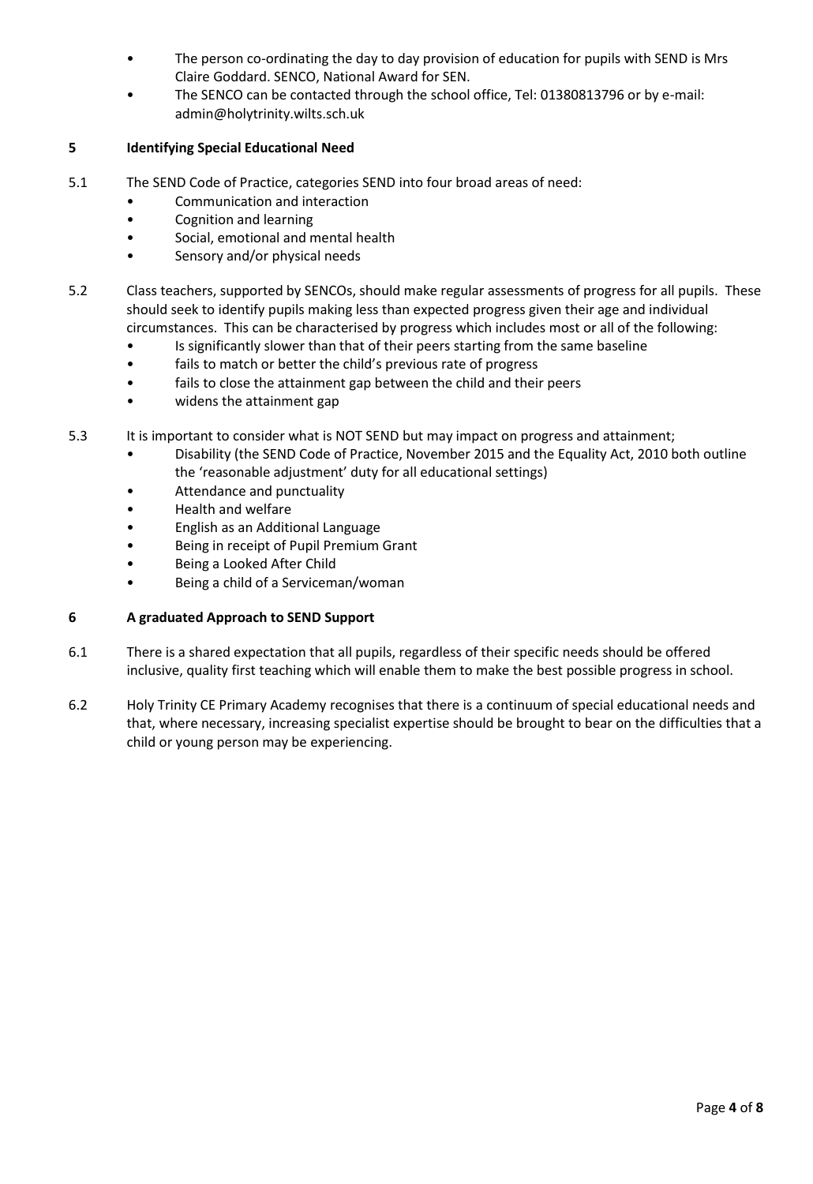- The person co-ordinating the day to day provision of education for pupils with SEND is Mrs Claire Goddard. SENCO, National Award for SEN.
- The SENCO can be contacted through the school office, Tel: 01380813796 or by e-mail: admin@holytrinity.wilts.sch.uk

## 5 Identifying Special Educational Need

5.1 The SEND Code of Practice, categories SEND into four broad areas of need:

- Communication and interaction
- Cognition and learning
- Social, emotional and mental health
- Sensory and/or physical needs

5.2 Class teachers, supported by SENCOs, should make regular assessments of progress for all pupils. These should seek to identify pupils making less than expected progress given their age and individual circumstances. This can be characterised by progress which includes most or all of the following:

- Is significantly slower than that of their peers starting from the same baseline
- fails to match or better the child's previous rate of progress
- fails to close the attainment gap between the child and their peers
- widens the attainment gap

5.3 It is important to consider what is NOT SEND but may impact on progress and attainment;

- Disability (the SEND Code of Practice, November 2015 and the Equality Act, 2010 both outline the 'reasonable adjustment' duty for all educational settings)
- Attendance and punctuality
- Health and welfare
- English as an Additional Language
- Being in receipt of Pupil Premium Grant
- Being a Looked After Child
- Being a child of a Serviceman/woman

## 6 A graduated Approach to SEND Support

6.1 There is a shared expectation that all pupils, regardless of their specific needs should be offered inclusive, quality first teaching which will enable them to make the best possible progress in school.

6.2 Holy Trinity CE Primary Academy recognises that there is a continuum of special educational needs and that, where necessary, increasing specialist expertise should be brought to bear on the difficulties that a child or young person may be experiencing.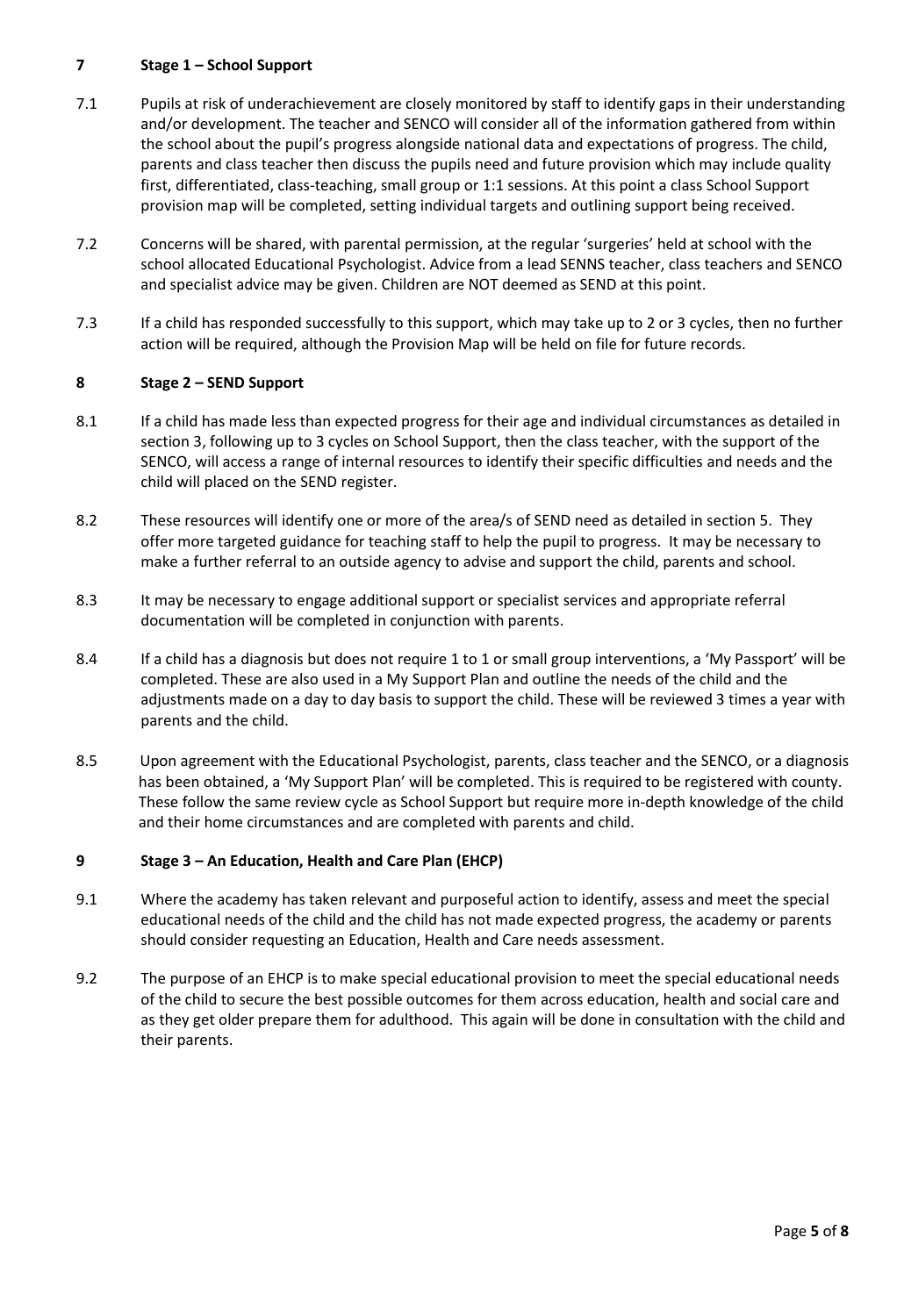## 7 Stage 1 – School Support

7.1 Pupils at risk of underachievement are closely monitored by staff to identify gaps in their understanding and/or development. The teacher and SENCO will consider all of the information gathered from within the school about the pupil's progress alongside national data and expectations of progress. The child, parents and class teacher then discuss the pupils need and future provision which may include quality first, differentiated, class-teaching, small group or 1:1 sessions. At this point a class School Support provision map will be completed, setting individual targets and outlining support being received.

7.2 Concerns will be shared, with parental permission, at the regular 'surgeries' held at school with the school allocated Educational Psychologist. Advice from a lead SENNS teacher, class teachers and SENCO and specialist advice may be given. Children are NOT deemed as SEND at this point.

7.3 If a child has responded successfully to this support, which may take up to 2 or 3 cycles, then no further action will be required, although the Provision Map will be held on file for future records.

## 8 Stage 2 – SEND Support

8.1 If a child has made less than expected progress for their age and individual circumstances as detailed in section 3, following up to 3 cycles on School Support, then the class teacher, with the support of the SENCO, will access a range of internal resources to identify their specific difficulties and needs and the child will placed on the SEND register.

8.2 These resources will identify one or more of the area/s of SEND need as detailed in section 5. They offer more targeted guidance for teaching staff to help the pupil to progress. It may be necessary to make a further referral to an outside agency to advise and support the child, parents and school.

8.3 It may be necessary to engage additional support or specialist services and appropriate referral documentation will be completed in conjunction with parents.

8.4 If a child has a diagnosis but does not require 1 to 1 or small group interventions, a 'My Passport' will be completed. These are also used in a My Support Plan and outline the needs of the child and the adjustments made on a day to day basis to support the child. These will be reviewed 3 times a year with parents and the child.

8.5 Upon agreement with the Educational Psychologist, parents, class teacher and the SENCO, or a diagnosis has been obtained, a 'My Support Plan' will be completed. This is required to be registered with county. These follow the same review cycle as School Support but require more in-depth knowledge of the child and their home circumstances and are completed with parents and child.

## 9 Stage 3 – An Education, Health and Care Plan (EHCP)

9.1 Where the academy has taken relevant and purposeful action to identify, assess and meet the special educational needs of the child and the child has not made expected progress, the academy or parents should consider requesting an Education, Health and Care needs assessment.

9.2 The purpose of an EHCP is to make special educational provision to meet the special educational needs of the child to secure the best possible outcomes for them across education, health and social care and as they get older prepare them for adulthood. This again will be done in consultation with the child and their parents.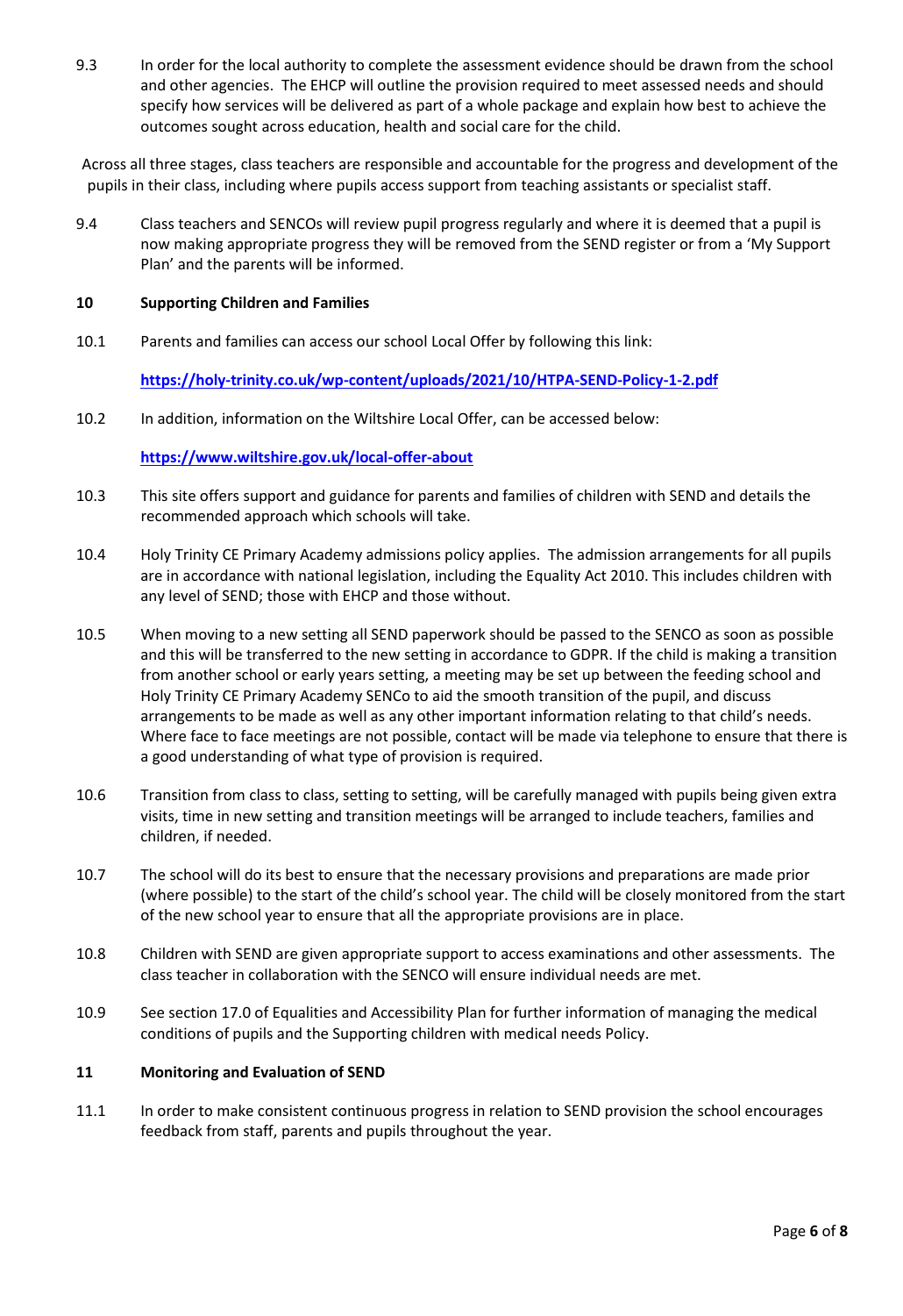9.3 In order for the local authority to complete the assessment evidence should be drawn from the school and other agencies. The EHCP will outline the provision required to meet assessed needs and should specify how services will be delivered as part of a whole package and explain how best to achieve the outcomes sought across education, health and social care for the child.

Across all three stages, class teachers are responsible and accountable for the progress and development of the pupils in their class, including where pupils access support from teaching assistants or specialist staff.

9.4 Class teachers and SENCOs will review pupil progress regularly and where it is deemed that a pupil is now making appropriate progress they will be removed from the SEND register or from a 'My Support Plan' and the parents will be informed.

**10 Supporting Children and Families**

10.1 Parents and families can access our school Local Offer by following this link:

**https://holy-trinity.co.uk/wp-content/uploads/2021/10/HTPA-SEND-Policy-1-2.pdf**

10.2 In addition, information on the Wiltshire Local Offer, can be accessed below:

**https://www.wiltshire.gov.uk/local-offer-about**

10.3 This site offers support and guidance for parents and families of children with SEND and details the recommended approach which schools will take.

10.4 Holy Trinity CE Primary Academy admissions policy applies. The admission arrangements for all pupils are in accordance with national legislation, including the Equality Act 2010. This includes children with any level of SEND; those with EHCP and those without.

10.5 When moving to a new setting all SEND paperwork should be passed to the SENCO as soon as possible and this will be transferred to the new setting in accordance to GDPR. If the child is making a transition from another school or early years setting, a meeting may be set up between the feeding school and Holy Trinity CE Primary Academy SENCo to aid the smooth transition of the pupil, and discuss arrangements to be made as well as any other important information relating to that child's needs. Where face to face meetings are not possible, contact will be made via telephone to ensure that there is a good understanding of what type of provision is required.

10.6 Transition from class to class, setting to setting, will be carefully managed with pupils being given extra visits, time in new setting and transition meetings will be arranged to include teachers, families and children, if needed.

10.7 The school will do its best to ensure that the necessary provisions and preparations are made prior (where possible) to the start of the child's school year. The child will be closely monitored from the start of the new school year to ensure that all the appropriate provisions are in place.

10.8 Children with SEND are given appropriate support to access examinations and other assessments. The class teacher in collaboration with the SENCO will ensure individual needs are met.

10.9 See section 17.0 of Equalities and Accessibility Plan for further information of managing the medical conditions of pupils and the Supporting children with medical needs Policy.

**11 Monitoring and Evaluation of SEND**

11.1 In order to make consistent continuous progress in relation to SEND provision the school encourages feedback from staff, parents and pupils throughout the year.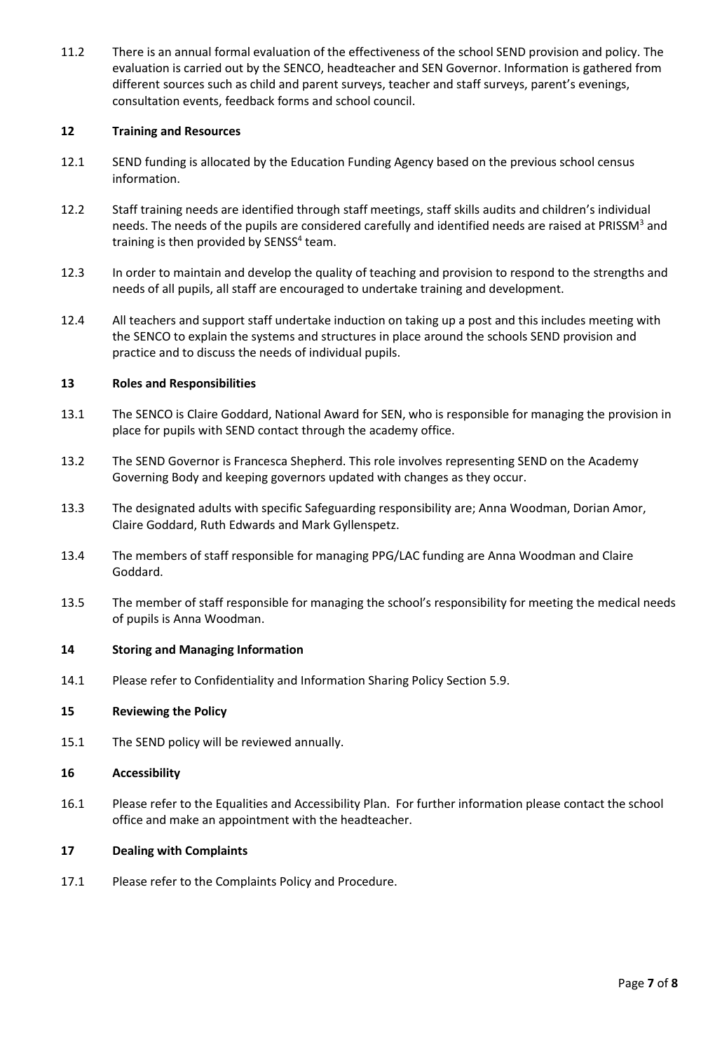11.2 There is an annual formal evaluation of the effectiveness of the school SEND provision and policy. The evaluation is carried out by the SENCO, headteacher and SEN Governor. Information is gathered from different sources such as child and parent surveys, teacher and staff surveys, parent's evenings, consultation events, feedback forms and school council.

## 12 Training and Resources

12.1 SEND funding is allocated by the Education Funding Agency based on the previous school census information.

12.2 Staff training needs are identified through staff meetings, staff skills audits and children's individual needs. The needs of the pupils are considered carefully and identified needs are raised at PRISSM[3] and training is then provided by SENSS[4] team.

12.3 In order to maintain and develop the quality of teaching and provision to respond to the strengths and needs of all pupils, all staff are encouraged to undertake training and development.

12.4 All teachers and support staff undertake induction on taking up a post and this includes meeting with the SENCO to explain the systems and structures in place around the schools SEND provision and practice and to discuss the needs of individual pupils.

## 13 Roles and Responsibilities

13.1 The SENCO is Claire Goddard, National Award for SEN, who is responsible for managing the provision in place for pupils with SEND contact through the academy office.

13.2 The SEND Governor is Francesca Shepherd. This role involves representing SEND on the Academy Governing Body and keeping governors updated with changes as they occur.

13.3 The designated adults with specific Safeguarding responsibility are; Anna Woodman, Dorian Amor, Claire Goddard, Ruth Edwards and Mark Gyllenspetz.

13.4 The members of staff responsible for managing PPG/LAC funding are Anna Woodman and Claire Goddard.

13.5 The member of staff responsible for managing the school's responsibility for meeting the medical needs of pupils is Anna Woodman.

## 14 Storing and Managing Information

14.1 Please refer to Confidentiality and Information Sharing Policy Section 5.9.

## 15 Reviewing the Policy

15.1 The SEND policy will be reviewed annually.

## 16 Accessibility

16.1 Please refer to the Equalities and Accessibility Plan. For further information please contact the school office and make an appointment with the headteacher.

## 17 Dealing with Complaints

17.1 Please refer to the Complaints Policy and Procedure.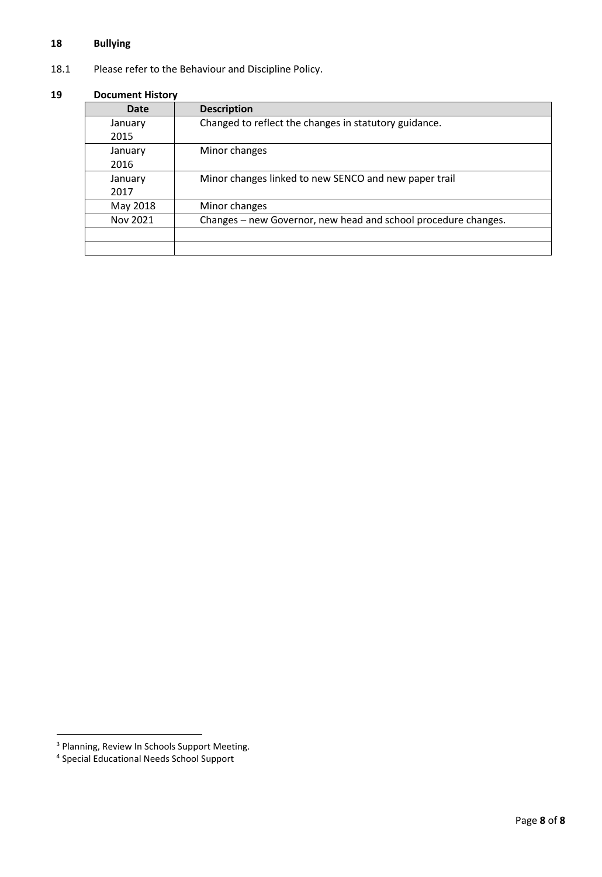## 18 Bullying

18.1 Please refer to the Behaviour and Discipline Policy.

## 19 Document History

| Date | Description |
| --- | --- |
| January 2015 | Changed to reflect the changes in statutory guidance. |
| January 2016 | Minor changes |
| January 2017 | Minor changes linked to new SENCO and new paper trail |
| May 2018 | Minor changes |
| Nov 2021 | Changes – new Governor, new head and school procedure changes. |
| | |
| | |

[3] Planning, Review In Schools Support Meeting.

[4] Special Educational Needs School Support